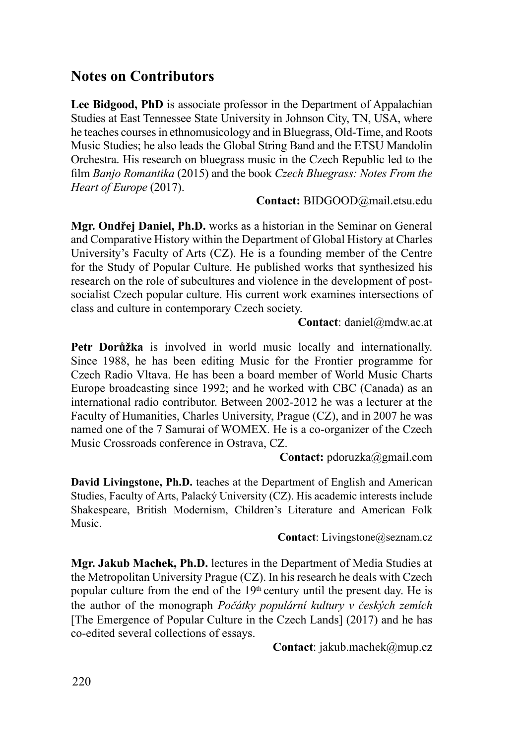## Notes on Contributors

**Lee Bidgood, PhD** is associate professor in the Department of Appalachian Studies at East Tennessee State University in Johnson City, TN, USA, where he teaches courses in ethnomusicology and in Bluegrass, Old-Time, and Roots Music Studies; he also leads the Global String Band and the ETSU Mandolin Orchestra. His research on bluegrass music in the Czech Republic led to the film *Banjo Romantika* (2015) and the book *Czech Bluegrass: Notes From the Heart of Europe* (2017).

**Contact:** BIDGOOD@mail.etsu.edu

**Mgr. Ondřej Daniel, Ph.D.** works as a historian in the Seminar on General and Comparative History within the Department of Global History at Charles University's Faculty of Arts (CZ). He is a founding member of the Centre for the Study of Popular Culture. He published works that synthesized his research on the role of subcultures and violence in the development of post-socialist Czech popular culture. His current work examines intersections of class and culture in contemporary Czech society.

**Contact**: daniel@mdw.ac.at

**Petr Dorůžka** is involved in world music locally and internationally. Since 1988, he has been editing Music for the Frontier programme for Czech Radio Vltava. He has been a board member of World Music Charts Europe broadcasting since 1992; and he worked with CBC (Canada) as an international radio contributor. Between 2002-2012 he was a lecturer at the Faculty of Humanities, Charles University, Prague (CZ), and in 2007 he was named one of the 7 Samurai of WOMEX. He is a co-organizer of the Czech Music Crossroads conference in Ostrava, CZ.

**Contact:** pdoruzka@gmail.com

**David Livingstone, Ph.D.** teaches at the Department of English and American Studies, Faculty of Arts, Palacký University (CZ). His academic interests include Shakespeare, British Modernism, Children's Literature and American Folk Music.

**Contact**: Livingstone@seznam.cz

**Mgr. Jakub Machek, Ph.D.** lectures in the Department of Media Studies at the Metropolitan University Prague (CZ). In his research he deals with Czech popular culture from the end of the 19th century until the present day. He is the author of the monograph *Počátky populární kultury v českých zemích* [The Emergence of Popular Culture in the Czech Lands] (2017) and he has co-edited several collections of essays.

**Contact**: jakub.machek@mup.cz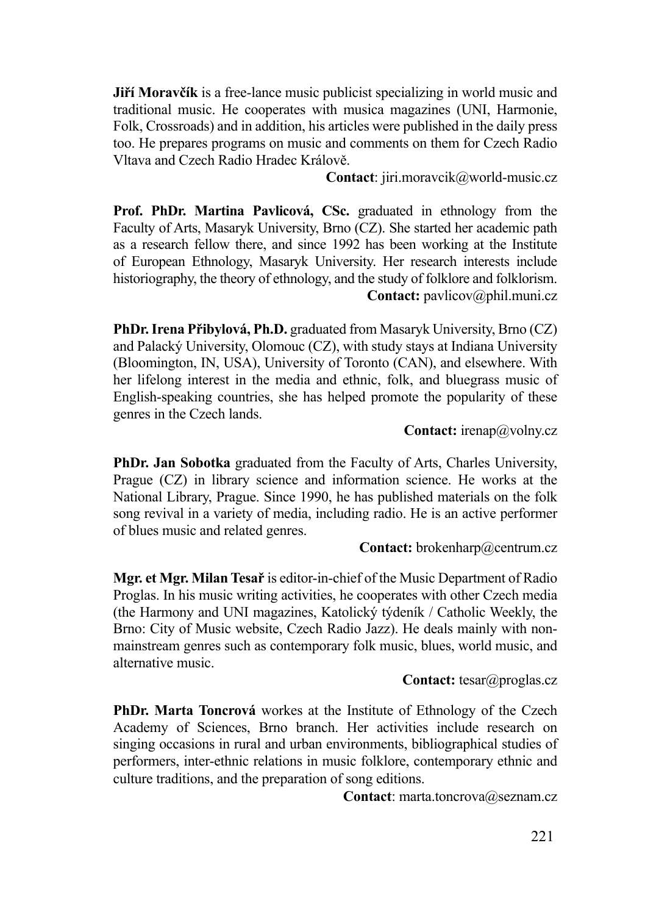**Jiří Moravčík** is a free-lance music publicist specializing in world music and traditional music. He cooperates with musica magazines (UNI, Harmonie, Folk, Crossroads) and in addition, his articles were published in the daily press too. He prepares programs on music and comments on them for Czech Radio Vltava and Czech Radio Hradec Králově.

**Contact**: jiri.moravcik@world-music.cz

**Prof. PhDr. Martina Pavlicová, CSc.** graduated in ethnology from the Faculty of Arts, Masaryk University, Brno (CZ). She started her academic path as a research fellow there, and since 1992 has been working at the Institute of European Ethnology, Masaryk University. Her research interests include historiography, the theory of ethnology, and the study of folklore and folklorism.

**Contact:** pavlicov@phil.muni.cz

**PhDr. Irena Přibylová, Ph.D.** graduated from Masaryk University, Brno (CZ) and Palacký University, Olomouc (CZ), with study stays at Indiana University (Bloomington, IN, USA), University of Toronto (CAN), and elsewhere. With her lifelong interest in the media and ethnic, folk, and bluegrass music of English-speaking countries, she has helped promote the popularity of these genres in the Czech lands.

**Contact:** irenap@volny.cz

**PhDr. Jan Sobotka** graduated from the Faculty of Arts, Charles University, Prague (CZ) in library science and information science. He works at the National Library, Prague. Since 1990, he has published materials on the folk song revival in a variety of media, including radio. He is an active performer of blues music and related genres.

**Contact:** brokenharp@centrum.cz

**Mgr. et Mgr. Milan Tesař** is editor-in-chief of the Music Department of Radio Proglas. In his music writing activities, he cooperates with other Czech media (the Harmony and UNI magazines, Katolický týdeník / Catholic Weekly, the Brno: City of Music website, Czech Radio Jazz). He deals mainly with non-mainstream genres such as contemporary folk music, blues, world music, and alternative music.

**Contact:** tesar@proglas.cz

**PhDr. Marta Toncrová** workes at the Institute of Ethnology of the Czech Academy of Sciences, Brno branch. Her activities include research on singing occasions in rural and urban environments, bibliographical studies of performers, inter-ethnic relations in music folklore, contemporary ethnic and culture traditions, and the preparation of song editions.

**Contact**: marta.toncrova@seznam.cz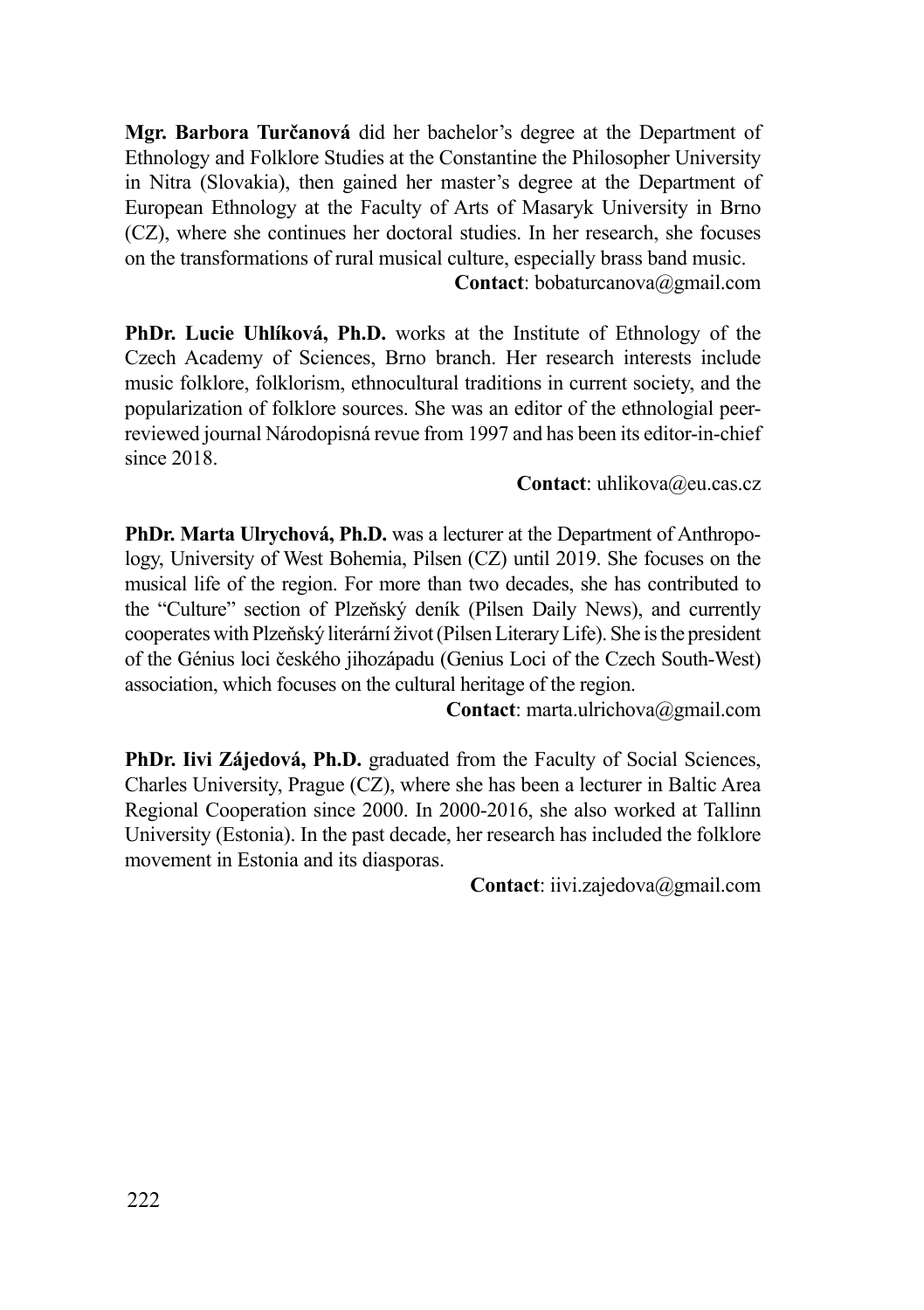**Mgr. Barbora Turčanová** did her bachelor's degree at the Department of Ethnology and Folklore Studies at the Constantine the Philosopher University in Nitra (Slovakia), then gained her master's degree at the Department of European Ethnology at the Faculty of Arts of Masaryk University in Brno (CZ), where she continues her doctoral studies. In her research, she focuses on the transformations of rural musical culture, especially brass band music.

**Contact**: bobaturcanova@gmail.com

**PhDr. Lucie Uhlíková, Ph.D.** works at the Institute of Ethnology of the Czech Academy of Sciences, Brno branch. Her research interests include music folklore, folklorism, ethnocultural traditions in current society, and the popularization of folklore sources. She was an editor of the ethnologial peer-reviewed journal Národopisná revue from 1997 and has been its editor-in-chief since 2018.

**Contact**: uhlikova@eu.cas.cz

**PhDr. Marta Ulrychová, Ph.D.** was a lecturer at the Department of Anthropology, University of West Bohemia, Pilsen (CZ) until 2019. She focuses on the musical life of the region. For more than two decades, she has contributed to the "Culture" section of Plzeňský deník (Pilsen Daily News), and currently cooperates with Plzeňský literární život (Pilsen Literary Life). She is the president of the Génius loci českého jihozápadu (Genius Loci of the Czech South-West) association, which focuses on the cultural heritage of the region.

**Contact**: marta.ulrichova@gmail.com

**PhDr. Iivi Zájedová, Ph.D.** graduated from the Faculty of Social Sciences, Charles University, Prague (CZ), where she has been a lecturer in Baltic Area Regional Cooperation since 2000. In 2000-2016, she also worked at Tallinn University (Estonia). In the past decade, her research has included the folklore movement in Estonia and its diasporas.

**Contact**: iivi.zajedova@gmail.com